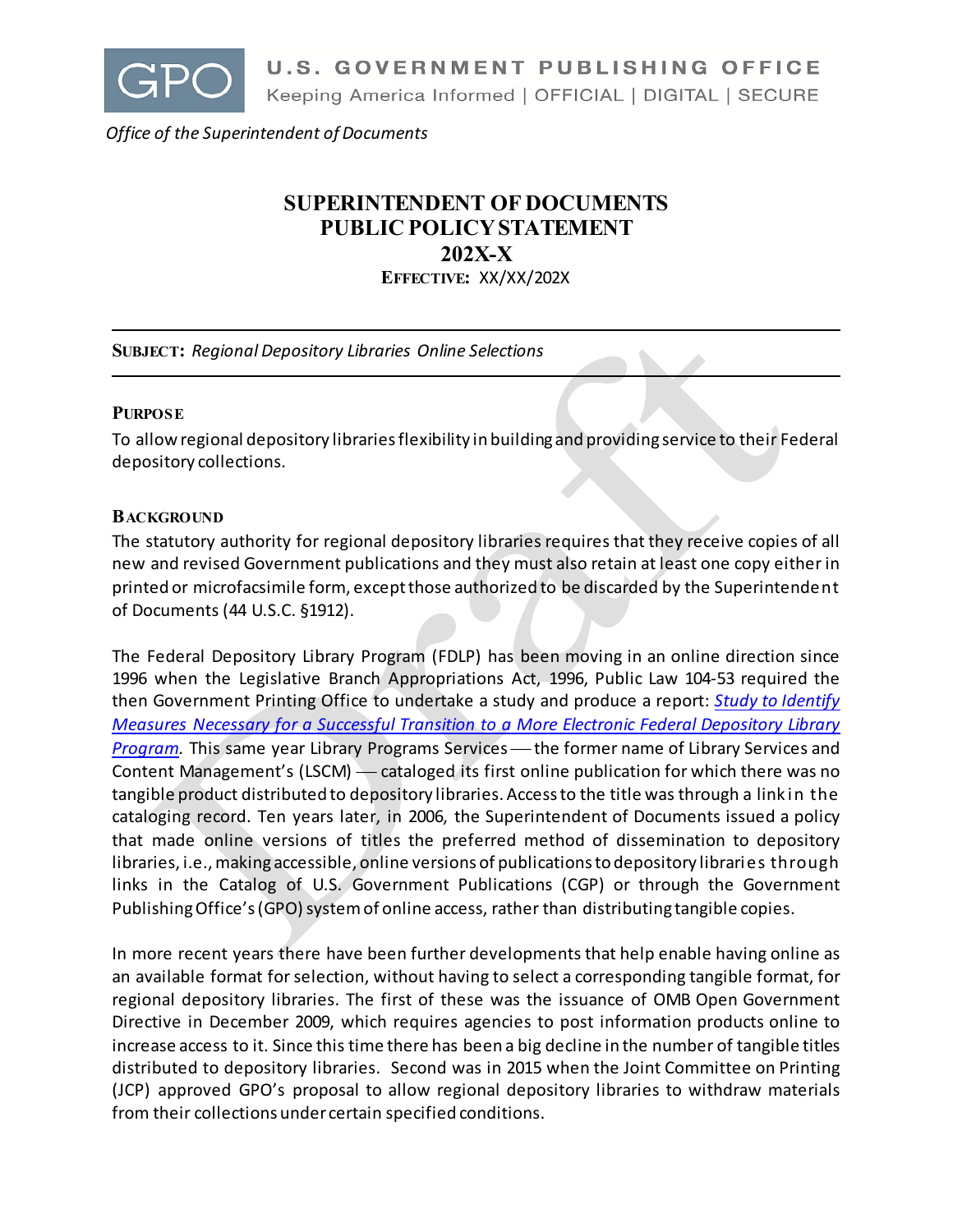U.S. GOVERNMENT PUBLISHING OFFICE
Keeping America Informed | OFFICIAL | DIGITAL | SECURE

*Office of the Superintendent of Documents*

# SUPERINTENDENT OF DOCUMENTS PUBLIC POLICY STATEMENT 202X-X

**EFFECTIVE:** XX/XX/202X

**SUBJECT:** *Regional Depository Libraries Online Selections*

## PURPOSE

To allow regional depository libraries flexibility in building and providing service to their Federal depository collections.

## BACKGROUND

The statutory authority for regional depository libraries requires that they receive copies of all new and revised Government publications and they must also retain at least one copy either in printed or microfacsimile form, except those authorized to be discarded by the Superintendent of Documents (44 U.S.C. §1912).

The Federal Depository Library Program (FDLP) has been moving in an online direction since 1996 when the Legislative Branch Appropriations Act, 1996, Public Law 104-53 required the then Government Printing Office to undertake a study and produce a report: *Study to Identify Measures Necessary for a Successful Transition to a More Electronic Federal Depository Library Program*. This same year Library Programs Services — the former name of Library Services and Content Management's (LSCM) — cataloged its first online publication for which there was no tangible product distributed to depository libraries. Access to the title was through a link in the cataloging record. Ten years later, in 2006, the Superintendent of Documents issued a policy that made online versions of titles the preferred method of dissemination to depository libraries, i.e., making accessible, online versions of publications to depository libraries through links in the Catalog of U.S. Government Publications (CGP) or through the Government Publishing Office's (GPO) system of online access, rather than distributing tangible copies.

In more recent years there have been further developments that help enable having online as an available format for selection, without having to select a corresponding tangible format, for regional depository libraries. The first of these was the issuance of OMB Open Government Directive in December 2009, which requires agencies to post information products online to increase access to it. Since this time there has been a big decline in the number of tangible titles distributed to depository libraries. Second was in 2015 when the Joint Committee on Printing (JCP) approved GPO's proposal to allow regional depository libraries to withdraw materials from their collections under certain specified conditions.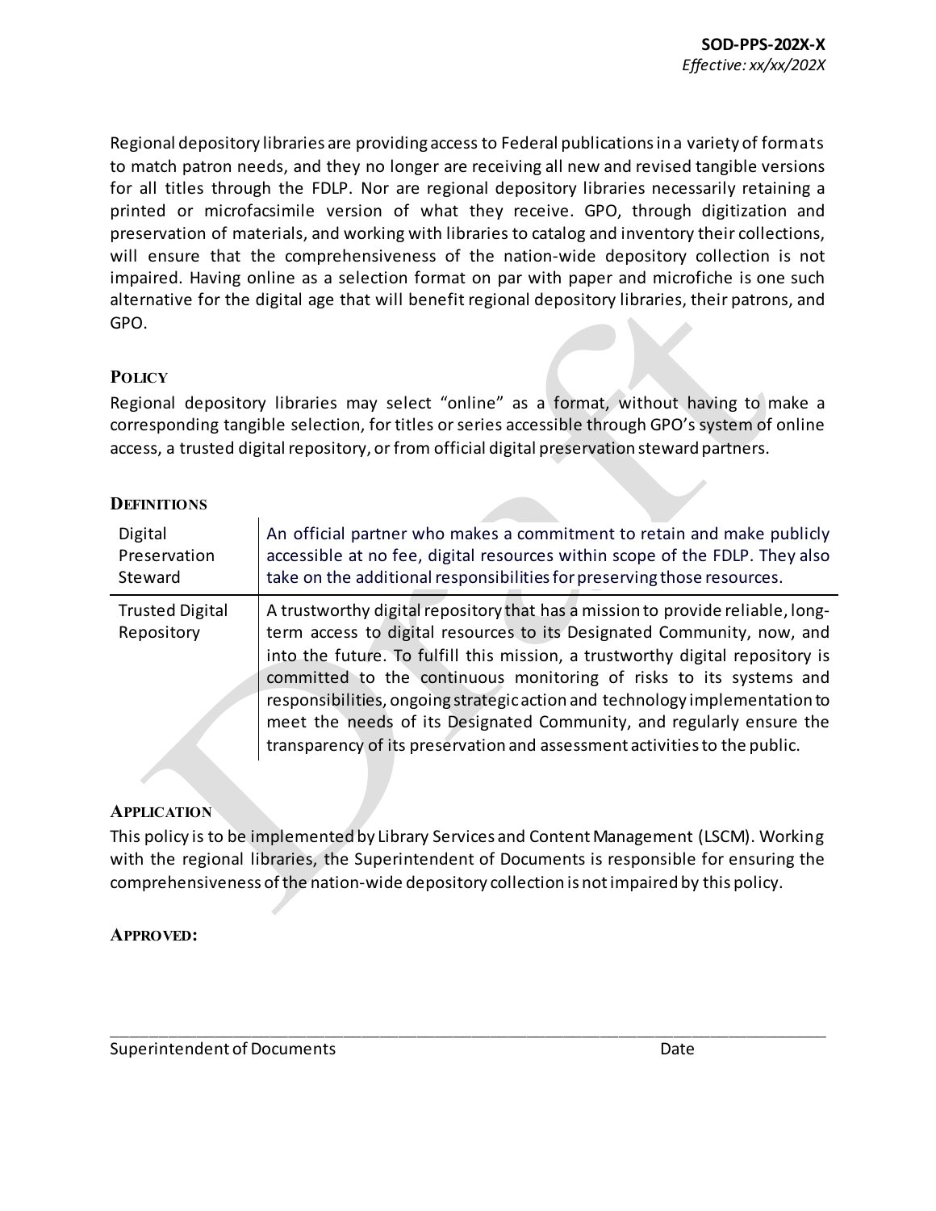Regional depository libraries are providing access to Federal publications in a variety of formats to match patron needs, and they no longer are receiving all new and revised tangible versions for all titles through the FDLP. Nor are regional depository libraries necessarily retaining a printed or microfacsimile version of what they receive. GPO, through digitization and preservation of materials, and working with libraries to catalog and inventory their collections, will ensure that the comprehensiveness of the nation-wide depository collection is not impaired. Having online as a selection format on par with paper and microfiche is one such alternative for the digital age that will benefit regional depository libraries, their patrons, and GPO.

## Policy

Regional depository libraries may select "online" as a format, without having to make a corresponding tangible selection, for titles or series accessible through GPO's system of online access, a trusted digital repository, or from official digital preservation steward partners.

## Definitions

| | |
|---|---|
| Digital Preservation Steward | An official partner who makes a commitment to retain and make publicly accessible at no fee, digital resources within scope of the FDLP. They also take on the additional responsibilities for preserving those resources. |
| Trusted Digital Repository | A trustworthy digital repository that has a mission to provide reliable, long-term access to digital resources to its Designated Community, now, and into the future. To fulfill this mission, a trustworthy digital repository is committed to the continuous monitoring of risks to its systems and responsibilities, ongoing strategic action and technology implementation to meet the needs of its Designated Community, and regularly ensure the transparency of its preservation and assessment activities to the public. |

## Application

This policy is to be implemented by Library Services and Content Management (LSCM). Working with the regional libraries, the Superintendent of Documents is responsible for ensuring the comprehensiveness of the nation-wide depository collection is not impaired by this policy.

## Approved:

\_\_\_\_\_\_\_\_\_\_\_\_\_\_\_\_\_\_\_\_\_\_\_\_\_\_\_\_\_\_\_\_\_\_\_\_\_\_\_\_\_\_\_\_\_\_\_\_\_\_\_\_\_\_\_\_\_\_\_\_\_\_\_\_\_\_\_\_\_\_\_\_\_\_\_\_

Superintendent of Documents  Date